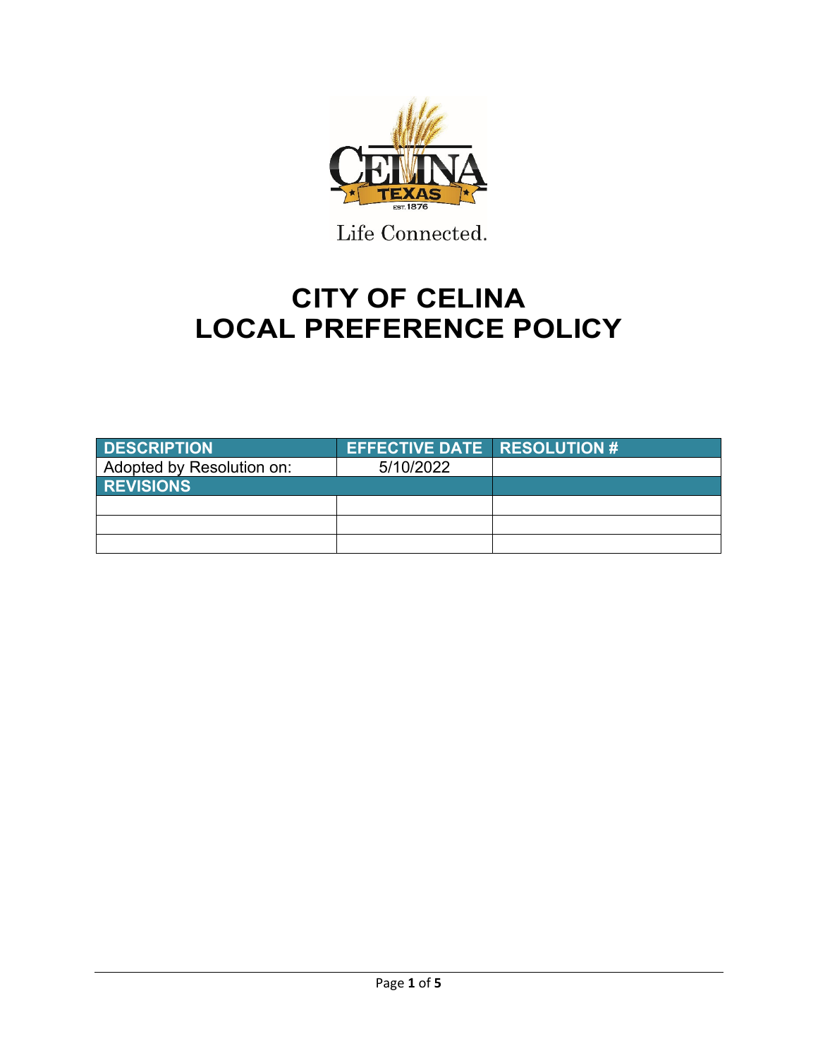Life Connected.

# CITY OF CELINA
# LOCAL PREFERENCE POLICY

| DESCRIPTION | EFFECTIVE DATE | RESOLUTION # |
| --- | --- | --- |
| Adopted by Resolution on: | 5/10/2022 | |
| **REVISIONS** | | |
| | | |
| | | |
| | | |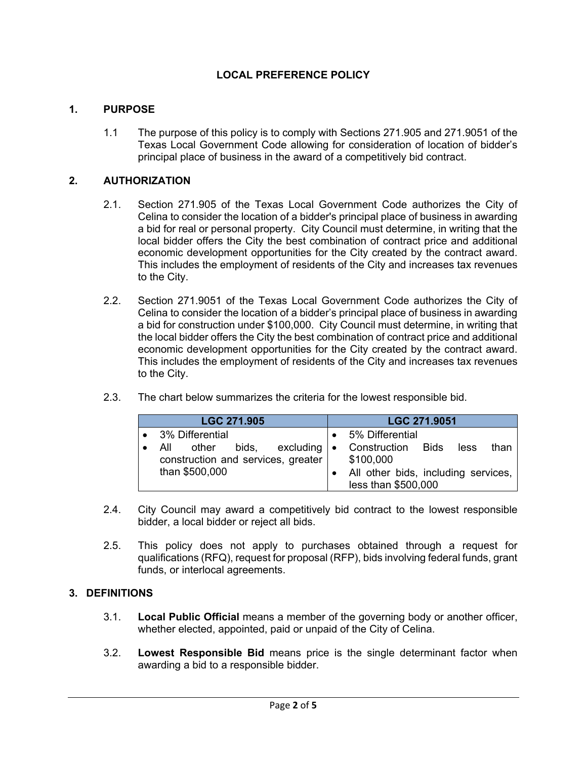**LOCAL PREFERENCE POLICY**

## 1. PURPOSE

1.1 The purpose of this policy is to comply with Sections 271.905 and 271.9051 of the Texas Local Government Code allowing for consideration of location of bidder's principal place of business in the award of a competitively bid contract.

## 2. AUTHORIZATION

2.1. Section 271.905 of the Texas Local Government Code authorizes the City of Celina to consider the location of a bidder's principal place of business in awarding a bid for real or personal property. City Council must determine, in writing that the local bidder offers the City the best combination of contract price and additional economic development opportunities for the City created by the contract award. This includes the employment of residents of the City and increases tax revenues to the City.

2.2. Section 271.9051 of the Texas Local Government Code authorizes the City of Celina to consider the location of a bidder's principal place of business in awarding a bid for construction under $100,000. City Council must determine, in writing that the local bidder offers the City the best combination of contract price and additional economic development opportunities for the City created by the contract award. This includes the employment of residents of the City and increases tax revenues to the City.

2.3. The chart below summarizes the criteria for the lowest responsible bid.

| LGC 271.905 | LGC 271.9051 |
|---|---|
| • 3% Differential<br>• All other bids, excluding construction and services, greater than $500,000 | • 5% Differential<br>• Construction Bids less than $100,000<br>• All other bids, including services, less than $500,000 |

2.4. City Council may award a competitively bid contract to the lowest responsible bidder, a local bidder or reject all bids.

2.5. This policy does not apply to purchases obtained through a request for qualifications (RFQ), request for proposal (RFP), bids involving federal funds, grant funds, or interlocal agreements.

## 3. DEFINITIONS

3.1. **Local Public Official** means a member of the governing body or another officer, whether elected, appointed, paid or unpaid of the City of Celina.

3.2. **Lowest Responsible Bid** means price is the single determinant factor when awarding a bid to a responsible bidder.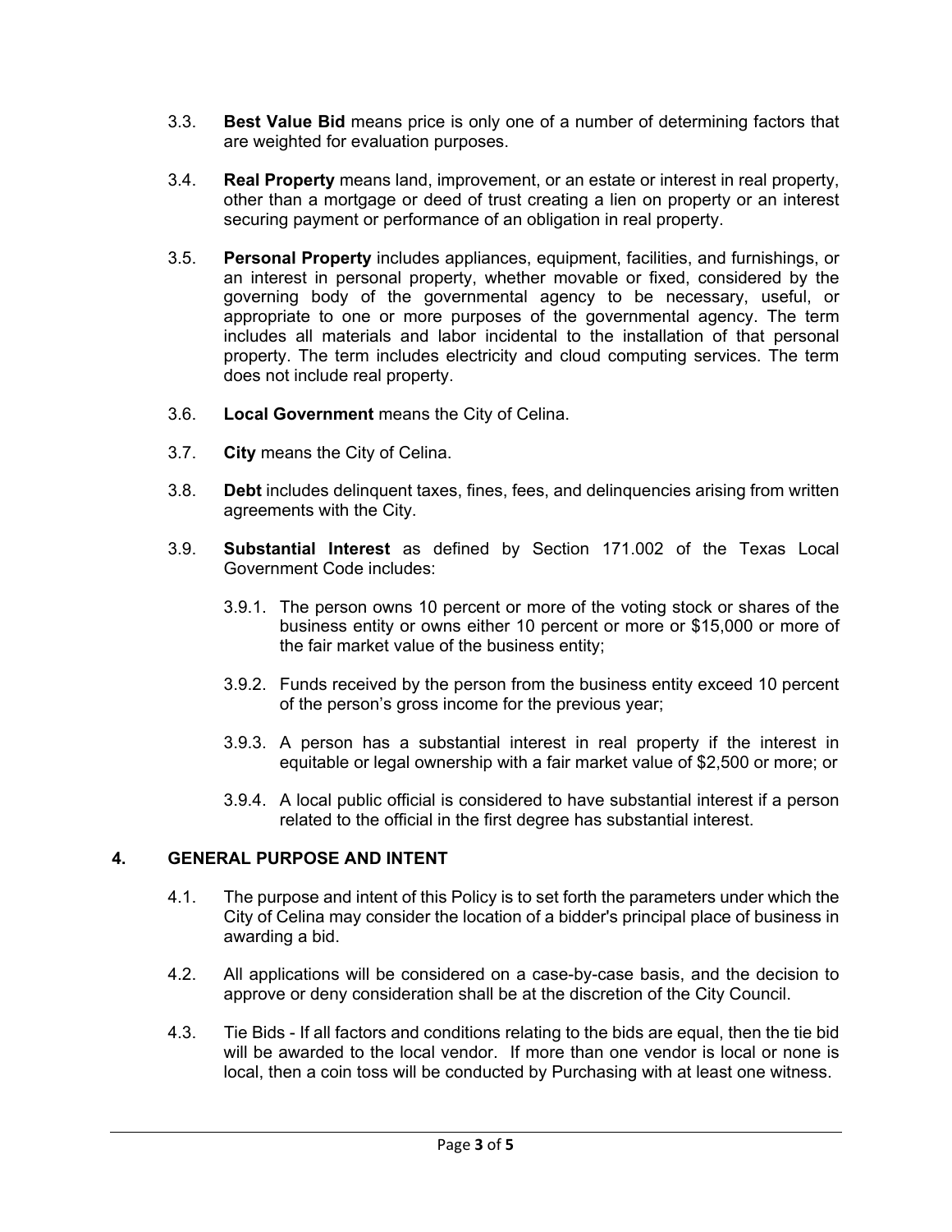3.3. **Best Value Bid** means price is only one of a number of determining factors that are weighted for evaluation purposes.

3.4. **Real Property** means land, improvement, or an estate or interest in real property, other than a mortgage or deed of trust creating a lien on property or an interest securing payment or performance of an obligation in real property.

3.5. **Personal Property** includes appliances, equipment, facilities, and furnishings, or an interest in personal property, whether movable or fixed, considered by the governing body of the governmental agency to be necessary, useful, or appropriate to one or more purposes of the governmental agency. The term includes all materials and labor incidental to the installation of that personal property. The term includes electricity and cloud computing services. The term does not include real property.

3.6. **Local Government** means the City of Celina.

3.7. **City** means the City of Celina.

3.8. **Debt** includes delinquent taxes, fines, fees, and delinquencies arising from written agreements with the City.

3.9. **Substantial Interest** as defined by Section 171.002 of the Texas Local Government Code includes:

3.9.1. The person owns 10 percent or more of the voting stock or shares of the business entity or owns either 10 percent or more or $15,000 or more of the fair market value of the business entity;

3.9.2. Funds received by the person from the business entity exceed 10 percent of the person's gross income for the previous year;

3.9.3. A person has a substantial interest in real property if the interest in equitable or legal ownership with a fair market value of $2,500 or more; or

3.9.4. A local public official is considered to have substantial interest if a person related to the official in the first degree has substantial interest.

## 4. GENERAL PURPOSE AND INTENT

4.1. The purpose and intent of this Policy is to set forth the parameters under which the City of Celina may consider the location of a bidder's principal place of business in awarding a bid.

4.2. All applications will be considered on a case-by-case basis, and the decision to approve or deny consideration shall be at the discretion of the City Council.

4.3. Tie Bids - If all factors and conditions relating to the bids are equal, then the tie bid will be awarded to the local vendor. If more than one vendor is local or none is local, then a coin toss will be conducted by Purchasing with at least one witness.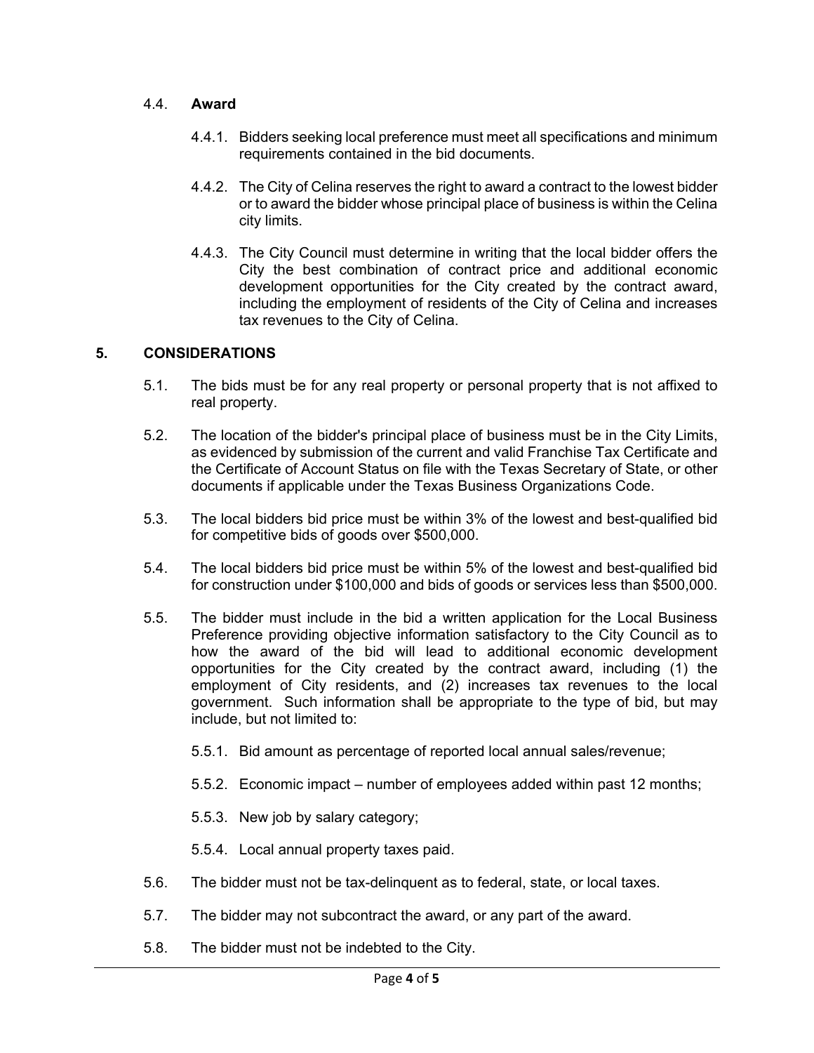### 4.4. **Award**

4.4.1. Bidders seeking local preference must meet all specifications and minimum requirements contained in the bid documents.

4.4.2. The City of Celina reserves the right to award a contract to the lowest bidder or to award the bidder whose principal place of business is within the Celina city limits.

4.4.3. The City Council must determine in writing that the local bidder offers the City the best combination of contract price and additional economic development opportunities for the City created by the contract award, including the employment of residents of the City of Celina and increases tax revenues to the City of Celina.

## 5. CONSIDERATIONS

5.1. The bids must be for any real property or personal property that is not affixed to real property.

5.2. The location of the bidder's principal place of business must be in the City Limits, as evidenced by submission of the current and valid Franchise Tax Certificate and the Certificate of Account Status on file with the Texas Secretary of State, or other documents if applicable under the Texas Business Organizations Code.

5.3. The local bidders bid price must be within 3% of the lowest and best-qualified bid for competitive bids of goods over $500,000.

5.4. The local bidders bid price must be within 5% of the lowest and best-qualified bid for construction under $100,000 and bids of goods or services less than $500,000.

5.5. The bidder must include in the bid a written application for the Local Business Preference providing objective information satisfactory to the City Council as to how the award of the bid will lead to additional economic development opportunities for the City created by the contract award, including (1) the employment of City residents, and (2) increases tax revenues to the local government. Such information shall be appropriate to the type of bid, but may include, but not limited to:

5.5.1. Bid amount as percentage of reported local annual sales/revenue;

5.5.2. Economic impact – number of employees added within past 12 months;

5.5.3. New job by salary category;

5.5.4. Local annual property taxes paid.

5.6. The bidder must not be tax-delinquent as to federal, state, or local taxes.

5.7. The bidder may not subcontract the award, or any part of the award.

5.8. The bidder must not be indebted to the City.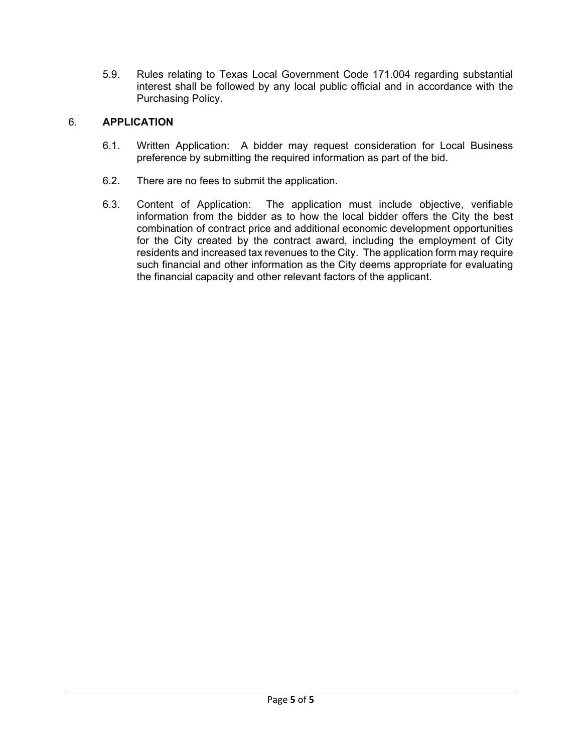5.9. Rules relating to Texas Local Government Code 171.004 regarding substantial interest shall be followed by any local public official and in accordance with the Purchasing Policy.

## 6. APPLICATION

6.1. Written Application: A bidder may request consideration for Local Business preference by submitting the required information as part of the bid.

6.2. There are no fees to submit the application.

6.3. Content of Application: The application must include objective, verifiable information from the bidder as to how the local bidder offers the City the best combination of contract price and additional economic development opportunities for the City created by the contract award, including the employment of City residents and increased tax revenues to the City. The application form may require such financial and other information as the City deems appropriate for evaluating the financial capacity and other relevant factors of the applicant.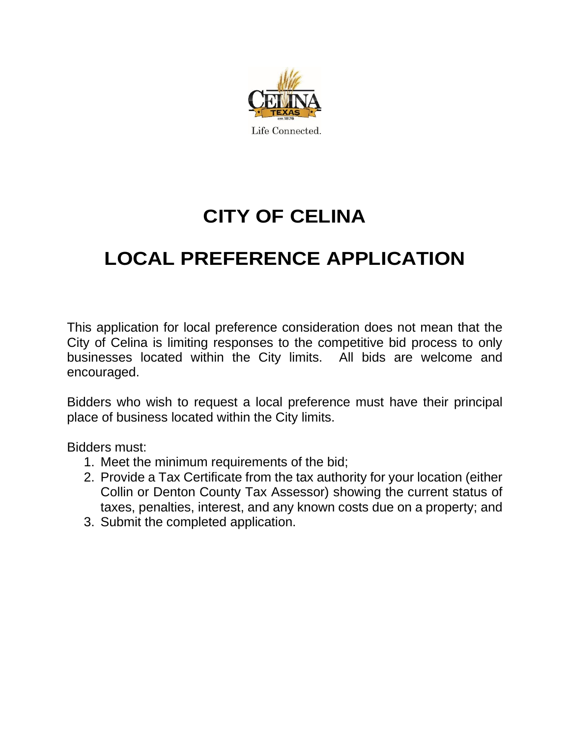# CITY OF CELINA

# LOCAL PREFERENCE APPLICATION

This application for local preference consideration does not mean that the City of Celina is limiting responses to the competitive bid process to only businesses located within the City limits. All bids are welcome and encouraged.

Bidders who wish to request a local preference must have their principal place of business located within the City limits.

Bidders must:

1. Meet the minimum requirements of the bid;
2. Provide a Tax Certificate from the tax authority for your location (either Collin or Denton County Tax Assessor) showing the current status of taxes, penalties, interest, and any known costs due on a property; and
3. Submit the completed application.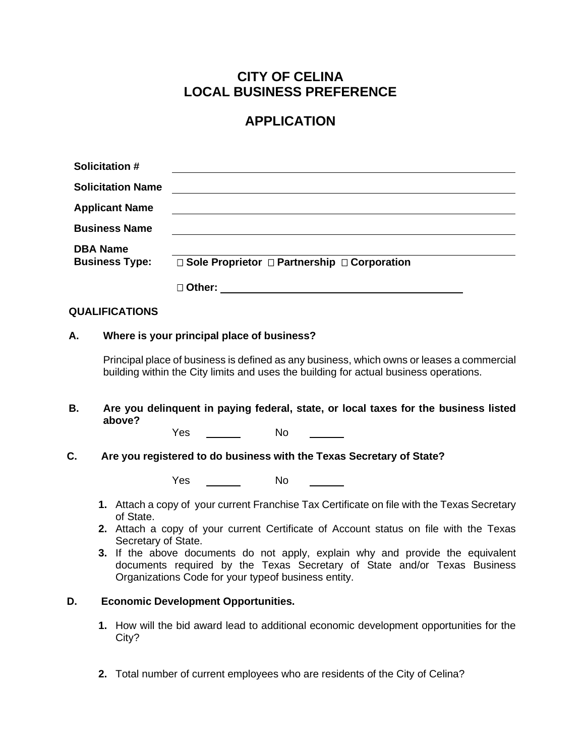# CITY OF CELINA
# LOCAL BUSINESS PREFERENCE

# APPLICATION

**Solicitation #** ______________________________

**Solicitation Name** ______________________________

**Applicant Name** ______________________________

**Business Name** ______________________________

**DBA Name** ______________________________

**Business Type:** ☐ **Sole Proprietor** ☐ **Partnership** ☐ **Corporation**

☐ **Other:** ______________________________

**QUALIFICATIONS**

**A. Where is your principal place of business?**

Principal place of business is defined as any business, which owns or leases a commercial building within the City limits and uses the building for actual business operations.

**B. Are you delinquent in paying federal, state, or local taxes for the business listed above?**

Yes ______ No ______

**C. Are you registered to do business with the Texas Secretary of State?**

Yes ______ No ______

1. Attach a copy of your current Franchise Tax Certificate on file with the Texas Secretary of State.
2. Attach a copy of your current Certificate of Account status on file with the Texas Secretary of State.
3. If the above documents do not apply, explain why and provide the equivalent documents required by the Texas Secretary of State and/or Texas Business Organizations Code for your typeof business entity.

**D. Economic Development Opportunities.**

1. How will the bid award lead to additional economic development opportunities for the City?
2. Total number of current employees who are residents of the City of Celina?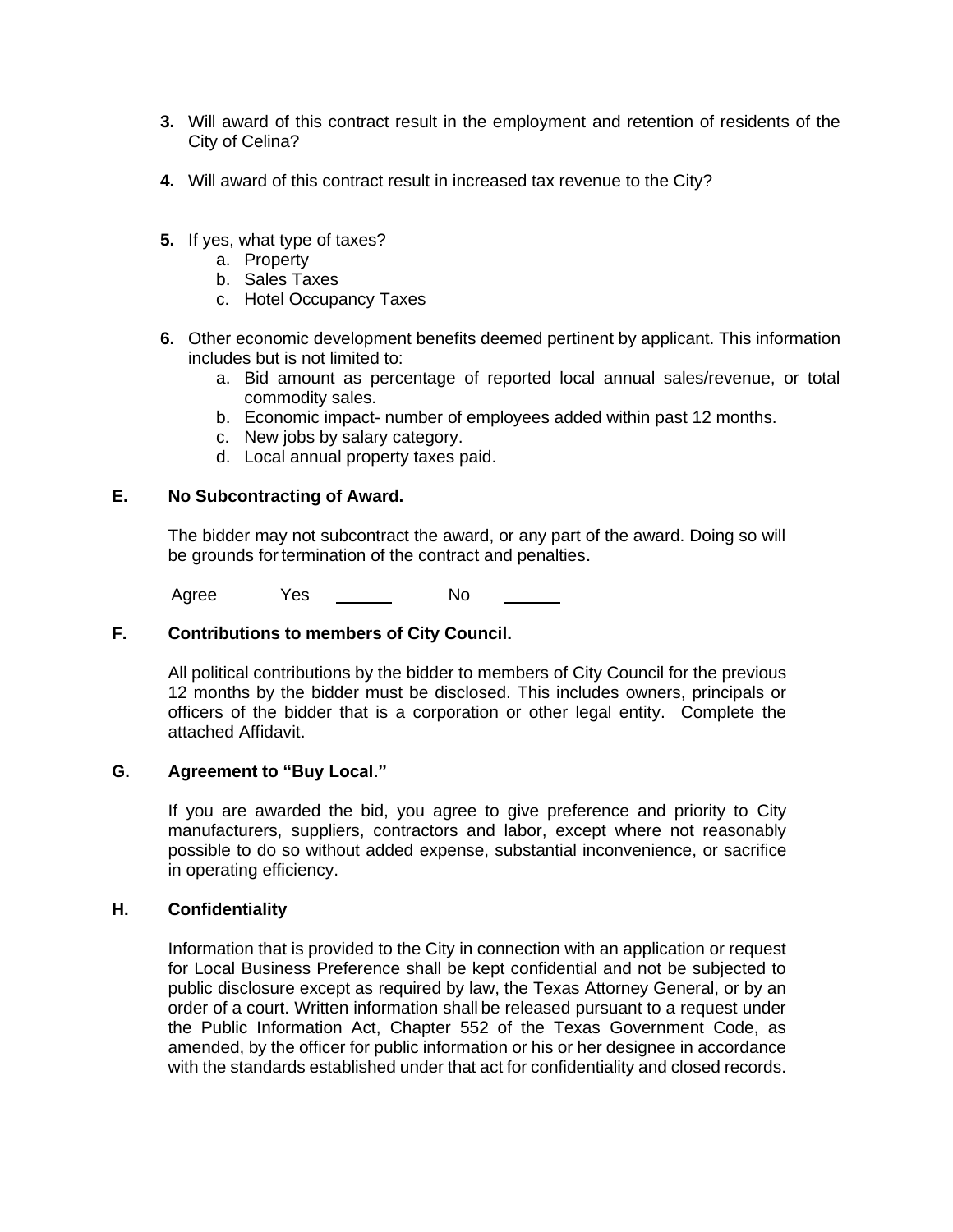3. Will award of this contract result in the employment and retention of residents of the City of Celina?

4. Will award of this contract result in increased tax revenue to the City?

5. If yes, what type of taxes?
   a. Property
   b. Sales Taxes
   c. Hotel Occupancy Taxes

6. Other economic development benefits deemed pertinent by applicant. This information includes but is not limited to:
   a. Bid amount as percentage of reported local annual sales/revenue, or total commodity sales.
   b. Economic impact- number of employees added within past 12 months.
   c. New jobs by salary category.
   d. Local annual property taxes paid.

**E. No Subcontracting of Award.**

The bidder may not subcontract the award, or any part of the award. Doing so will be grounds for termination of the contract and penalties**.**

Agree Yes ______ No ______

**F. Contributions to members of City Council.**

All political contributions by the bidder to members of City Council for the previous 12 months by the bidder must be disclosed. This includes owners, principals or officers of the bidder that is a corporation or other legal entity. Complete the attached Affidavit.

**G. Agreement to "Buy Local."**

If you are awarded the bid, you agree to give preference and priority to City manufacturers, suppliers, contractors and labor, except where not reasonably possible to do so without added expense, substantial inconvenience, or sacrifice in operating efficiency.

**H. Confidentiality**

Information that is provided to the City in connection with an application or request for Local Business Preference shall be kept confidential and not be subjected to public disclosure except as required by law, the Texas Attorney General, or by an order of a court. Written information shall be released pursuant to a request under the Public Information Act, Chapter 552 of the Texas Government Code, as amended, by the officer for public information or his or her designee in accordance with the standards established under that act for confidentiality and closed records.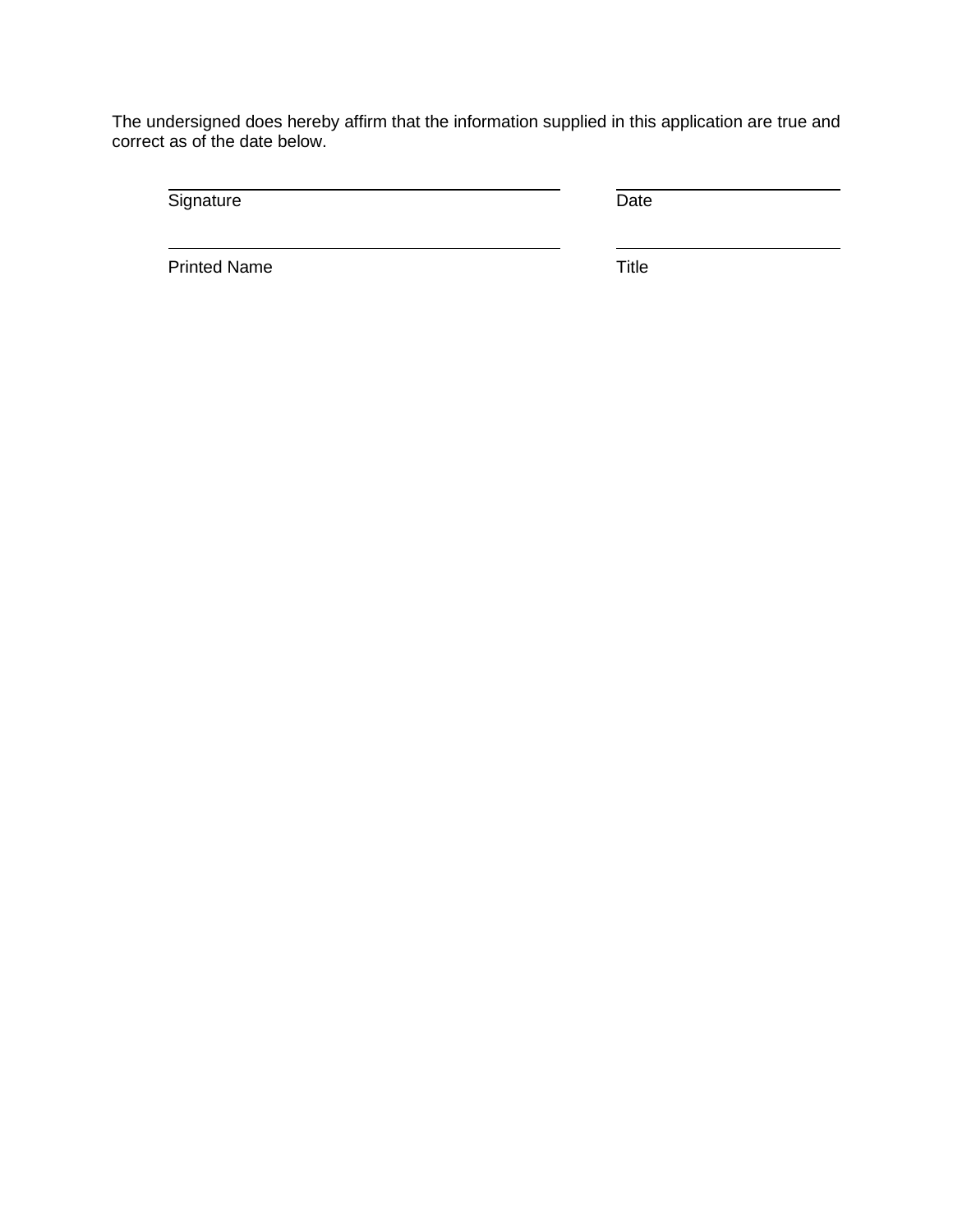The undersigned does hereby affirm that the information supplied in this application are true and correct as of the date below.

| ______________________________ | ______________________ |
| --- | --- |
| Signature | Date |
| ______________________________ | ______________________ |
| Printed Name | Title |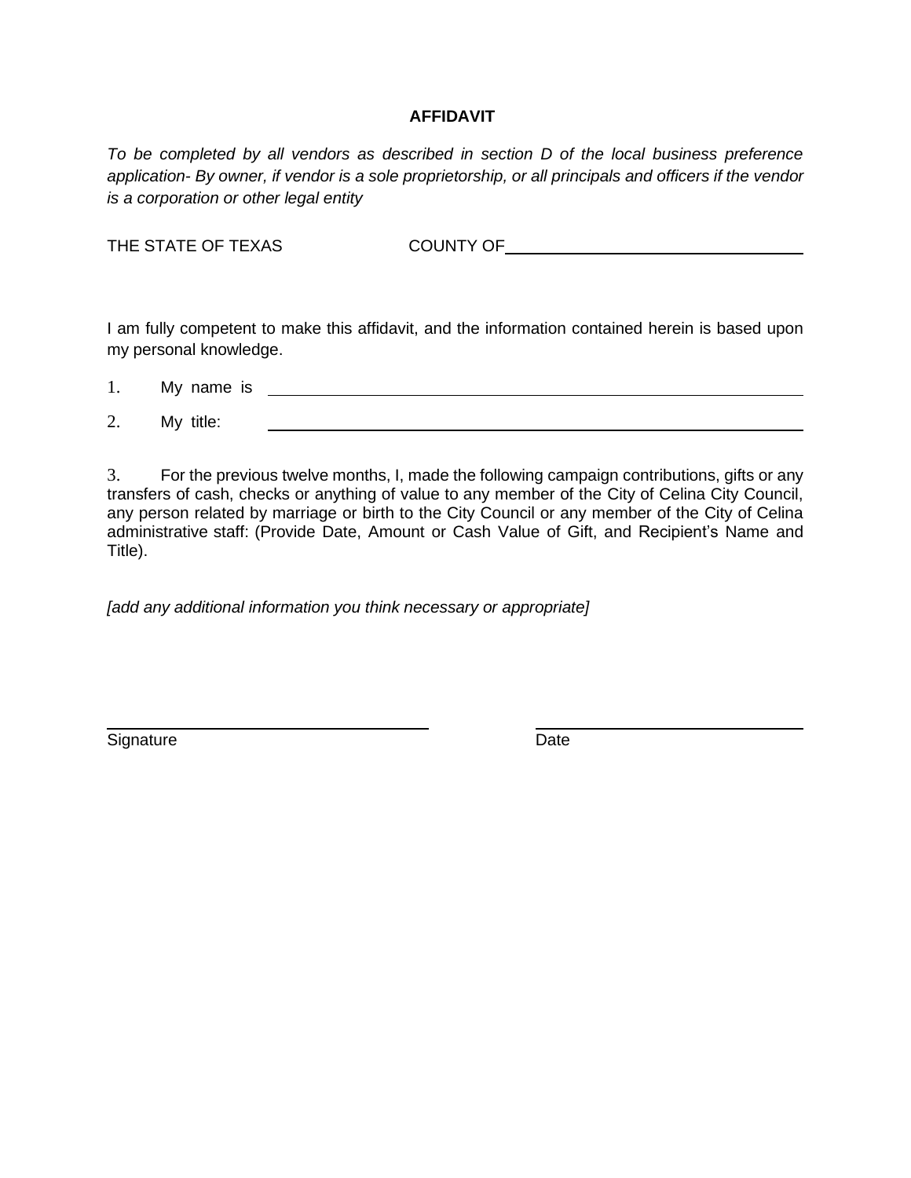**AFFIDAVIT**

*To be completed by all vendors as described in section D of the local business preference application- By owner, if vendor is a sole proprietorship, or all principals and officers if the vendor is a corporation or other legal entity*

THE STATE OF TEXAS COUNTY OF ______________________________

I am fully competent to make this affidavit, and the information contained herein is based upon my personal knowledge.

1. My name is ______________________________________________________

2. My title: ______________________________________________________

3. For the previous twelve months, I, made the following campaign contributions, gifts or any transfers of cash, checks or anything of value to any member of the City of Celina City Council, any person related by marriage or birth to the City Council or any member of the City of Celina administrative staff: (Provide Date, Amount or Cash Value of Gift, and Recipient's Name and Title).

*[add any additional information you think necessary or appropriate]*

______________________________ ______________________________

Signature Date